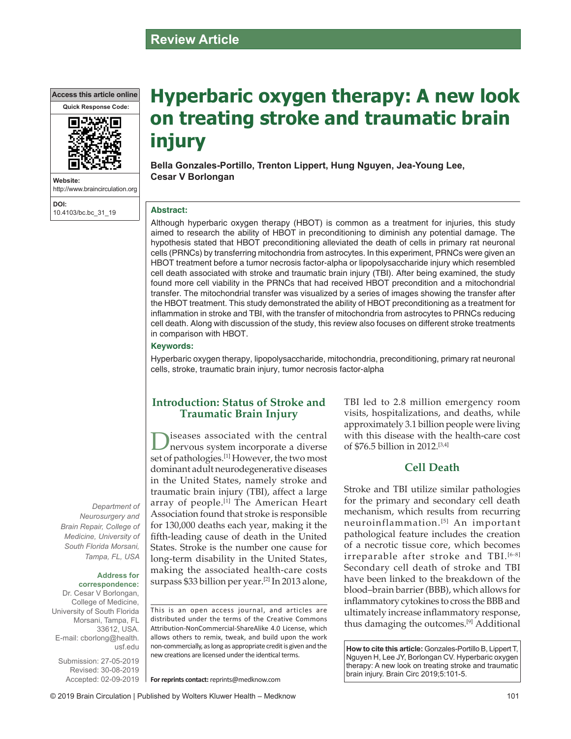Review Article

# Hyperbaric oxygen therapy: A new look on treating stroke and traumatic brain injury

**Bella Gonzales-Portillo, Trenton Lippert, Hung Nguyen, Jea-Young Lee, Cesar V Borlongan**

Access this article online

Website: http://www.braincirculation.org

DOI: 10.4103/bc.bc_31_19

### Abstract:

Although hyperbaric oxygen therapy (HBOT) is common as a treatment for injuries, this study aimed to research the ability of HBOT in preconditioning to diminish any potential damage. The hypothesis stated that HBOT preconditioning alleviated the death of cells in primary rat neuronal cells (PRNCs) by transferring mitochondria from astrocytes. In this experiment, PRNCs were given an HBOT treatment before a tumor necrosis factor-alpha or lipopolysaccharide injury which resembled cell death associated with stroke and traumatic brain injury (TBI). After being examined, the study found more cell viability in the PRNCs that had received HBOT precondition and a mitochondrial transfer. The mitochondrial transfer was visualized by a series of images showing the transfer after the HBOT treatment. This study demonstrated the ability of HBOT preconditioning as a treatment for inflammation in stroke and TBI, with the transfer of mitochondria from astrocytes to PRNCs reducing cell death. Along with discussion of the study, this review also focuses on different stroke treatments in comparison with HBOT.

### Keywords:

Hyperbaric oxygen therapy, lipopolysaccharide, mitochondria, preconditioning, primary rat neuronal cells, stroke, traumatic brain injury, tumor necrosis factor-alpha

*Department of Neurosurgery and Brain Repair, College of Medicine, University of South Florida Morsani, Tampa, FL, USA*

**Address for correspondence:**
Dr. Cesar V Borlongan, College of Medicine, University of South Florida Morsani, Tampa, FL 33612, USA.
E-mail: cborlong@health.usf.edu

Submission: 27-05-2019
Revised: 30-08-2019
Accepted: 02-09-2019

## Introduction: Status of Stroke and Traumatic Brain Injury

Diseases associated with the central nervous system incorporate a diverse set of pathologies.[1] However, the two most dominant adult neurodegenerative diseases in the United States, namely stroke and traumatic brain injury (TBI), affect a large array of people.[1] The American Heart Association found that stroke is responsible for 130,000 deaths each year, making it the fifth-leading cause of death in the United States. Stroke is the number one cause for long-term disability in the United States, making the associated health-care costs surpass $33 billion per year.[2] In 2013 alone, TBI led to 2.8 million emergency room visits, hospitalizations, and deaths, while approximately 3.1 billion people were living with this disease with the health-care cost of $76.5 billion in 2012.[3,4]

## Cell Death

Stroke and TBI utilize similar pathologies for the primary and secondary cell death mechanism, which results from recurring neuroinflammation.[5] An important pathological feature includes the creation of a necrotic tissue core, which becomes irreparable after stroke and TBI.[6-8] Secondary cell death of stroke and TBI have been linked to the breakdown of the blood–brain barrier (BBB), which allows for inflammatory cytokines to cross the BBB and ultimately increase inflammatory response, thus damaging the outcomes.[9] Additional

This is an open access journal, and articles are distributed under the terms of the Creative Commons Attribution-NonCommercial-ShareAlike 4.0 License, which allows others to remix, tweak, and build upon the work non-commercially, as long as appropriate credit is given and the new creations are licensed under the identical terms.

**For reprints contact:** reprints@medknow.com

**How to cite this article:** Gonzales-Portillo B, Lippert T, Nguyen H, Lee JY, Borlongan CV. Hyperbaric oxygen therapy: A new look on treating stroke and traumatic brain injury. Brain Circ 2019;5:101-5.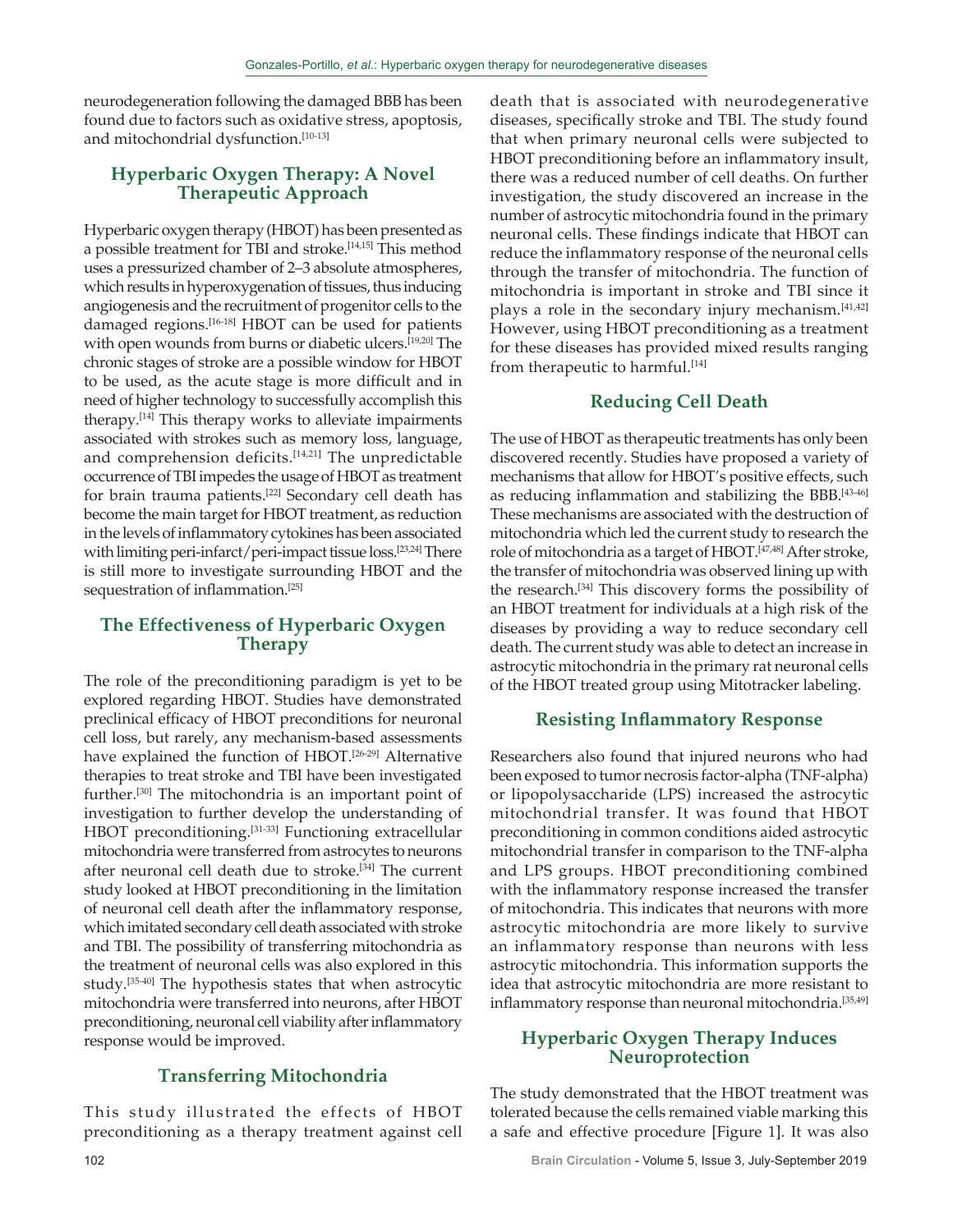neurodegeneration following the damaged BBB has been found due to factors such as oxidative stress, apoptosis, and mitochondrial dysfunction.[10-13]

## Hyperbaric Oxygen Therapy: A Novel Therapeutic Approach

Hyperbaric oxygen therapy (HBOT) has been presented as a possible treatment for TBI and stroke.[14,15] This method uses a pressurized chamber of 2–3 absolute atmospheres, which results in hyperoxygenation of tissues, thus inducing angiogenesis and the recruitment of progenitor cells to the damaged regions.[16-18] HBOT can be used for patients with open wounds from burns or diabetic ulcers.[19,20] The chronic stages of stroke are a possible window for HBOT to be used, as the acute stage is more difficult and in need of higher technology to successfully accomplish this therapy.[14] This therapy works to alleviate impairments associated with strokes such as memory loss, language, and comprehension deficits.[14,21] The unpredictable occurrence of TBI impedes the usage of HBOT as treatment for brain trauma patients.[22] Secondary cell death has become the main target for HBOT treatment, as reduction in the levels of inflammatory cytokines has been associated with limiting peri-infarct/peri-impact tissue loss.[23,24] There is still more to investigate surrounding HBOT and the sequestration of inflammation.[25]

## The Effectiveness of Hyperbaric Oxygen Therapy

The role of the preconditioning paradigm is yet to be explored regarding HBOT. Studies have demonstrated preclinical efficacy of HBOT preconditions for neuronal cell loss, but rarely, any mechanism-based assessments have explained the function of HBOT.[26-29] Alternative therapies to treat stroke and TBI have been investigated further.[30] The mitochondria is an important point of investigation to further develop the understanding of HBOT preconditioning.[31-33] Functioning extracellular mitochondria were transferred from astrocytes to neurons after neuronal cell death due to stroke.[34] The current study looked at HBOT preconditioning in the limitation of neuronal cell death after the inflammatory response, which imitated secondary cell death associated with stroke and TBI. The possibility of transferring mitochondria as the treatment of neuronal cells was also explored in this study.[35-40] The hypothesis states that when astrocytic mitochondria were transferred into neurons, after HBOT preconditioning, neuronal cell viability after inflammatory response would be improved.

## Transferring Mitochondria

This study illustrated the effects of HBOT preconditioning as a therapy treatment against cell death that is associated with neurodegenerative diseases, specifically stroke and TBI. The study found that when primary neuronal cells were subjected to HBOT preconditioning before an inflammatory insult, there was a reduced number of cell deaths. On further investigation, the study discovered an increase in the number of astrocytic mitochondria found in the primary neuronal cells. These findings indicate that HBOT can reduce the inflammatory response of the neuronal cells through the transfer of mitochondria. The function of mitochondria is important in stroke and TBI since it plays a role in the secondary injury mechanism.[41,42] However, using HBOT preconditioning as a treatment for these diseases has provided mixed results ranging from therapeutic to harmful.[14]

## Reducing Cell Death

The use of HBOT as therapeutic treatments has only been discovered recently. Studies have proposed a variety of mechanisms that allow for HBOT's positive effects, such as reducing inflammation and stabilizing the BBB.[43-46] These mechanisms are associated with the destruction of mitochondria which led the current study to research the role of mitochondria as a target of HBOT.[47,48] After stroke, the transfer of mitochondria was observed lining up with the research.[34] This discovery forms the possibility of an HBOT treatment for individuals at a high risk of the diseases by providing a way to reduce secondary cell death. The current study was able to detect an increase in astrocytic mitochondria in the primary rat neuronal cells of the HBOT treated group using Mitotracker labeling.

## Resisting Inflammatory Response

Researchers also found that injured neurons who had been exposed to tumor necrosis factor-alpha (TNF-alpha) or lipopolysaccharide (LPS) increased the astrocytic mitochondrial transfer. It was found that HBOT preconditioning in common conditions aided astrocytic mitochondrial transfer in comparison to the TNF-alpha and LPS groups. HBOT preconditioning combined with the inflammatory response increased the transfer of mitochondria. This indicates that neurons with more astrocytic mitochondria are more likely to survive an inflammatory response than neurons with less astrocytic mitochondria. This information supports the idea that astrocytic mitochondria are more resistant to inflammatory response than neuronal mitochondria.[35,49]

## Hyperbaric Oxygen Therapy Induces Neuroprotection

The study demonstrated that the HBOT treatment was tolerated because the cells remained viable marking this a safe and effective procedure [Figure 1]. It was also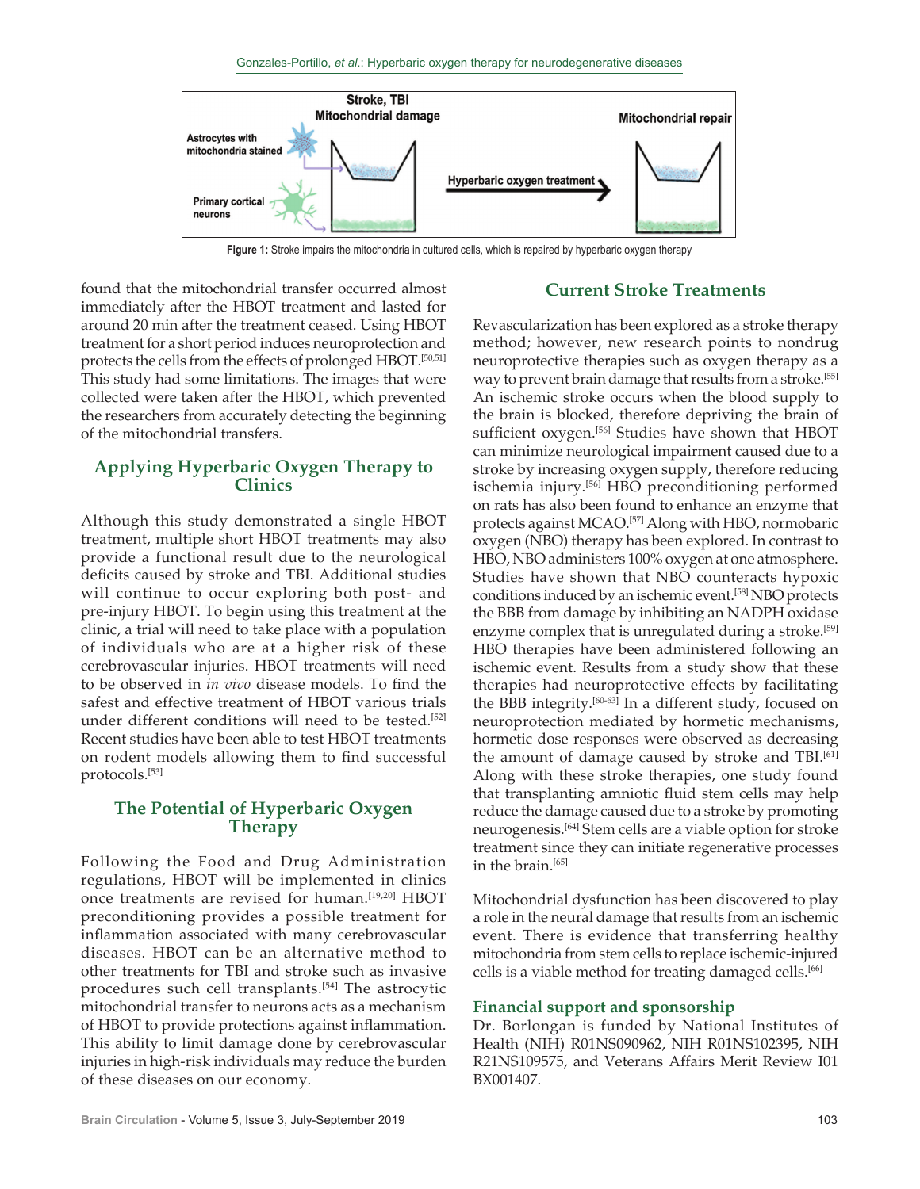Figure 1: Stroke impairs the mitochondria in cultured cells, which is repaired by hyperbaric oxygen therapy

found that the mitochondrial transfer occurred almost immediately after the HBOT treatment and lasted for around 20 min after the treatment ceased. Using HBOT treatment for a short period induces neuroprotection and protects the cells from the effects of prolonged HBOT.[50,51] This study had some limitations. The images that were collected were taken after the HBOT, which prevented the researchers from accurately detecting the beginning of the mitochondrial transfers.

## Applying Hyperbaric Oxygen Therapy to Clinics

Although this study demonstrated a single HBOT treatment, multiple short HBOT treatments may also provide a functional result due to the neurological deficits caused by stroke and TBI. Additional studies will continue to occur exploring both post- and pre-injury HBOT. To begin using this treatment at the clinic, a trial will need to take place with a population of individuals who are at a higher risk of these cerebrovascular injuries. HBOT treatments will need to be observed in *in vivo* disease models. To find the safest and effective treatment of HBOT various trials under different conditions will need to be tested.[52] Recent studies have been able to test HBOT treatments on rodent models allowing them to find successful protocols.[53]

## The Potential of Hyperbaric Oxygen Therapy

Following the Food and Drug Administration regulations, HBOT will be implemented in clinics once treatments are revised for human.[19,20] HBOT preconditioning provides a possible treatment for inflammation associated with many cerebrovascular diseases. HBOT can be an alternative method to other treatments for TBI and stroke such as invasive procedures such cell transplants.[54] The astrocytic mitochondrial transfer to neurons acts as a mechanism of HBOT to provide protections against inflammation. This ability to limit damage done by cerebrovascular injuries in high-risk individuals may reduce the burden of these diseases on our economy.

## Current Stroke Treatments

Revascularization has been explored as a stroke therapy method; however, new research points to nondrug neuroprotective therapies such as oxygen therapy as a way to prevent brain damage that results from a stroke.[55] An ischemic stroke occurs when the blood supply to the brain is blocked, therefore depriving the brain of sufficient oxygen.[56] Studies have shown that HBOT can minimize neurological impairment caused due to a stroke by increasing oxygen supply, therefore reducing ischemia injury.[56] HBO preconditioning performed on rats has also been found to enhance an enzyme that protects against MCAO.[57] Along with HBO, normobaric oxygen (NBO) therapy has been explored. In contrast to HBO, NBO administers 100% oxygen at one atmosphere. Studies have shown that NBO counteracts hypoxic conditions induced by an ischemic event.[58] NBO protects the BBB from damage by inhibiting an NADPH oxidase enzyme complex that is unregulated during a stroke.[59] HBO therapies have been administered following an ischemic event. Results from a study show that these therapies had neuroprotective effects by facilitating the BBB integrity.[60-63] In a different study, focused on neuroprotection mediated by hormetic mechanisms, hormetic dose responses were observed as decreasing the amount of damage caused by stroke and TBI.[61] Along with these stroke therapies, one study found that transplanting amniotic fluid stem cells may help reduce the damage caused due to a stroke by promoting neurogenesis.[64] Stem cells are a viable option for stroke treatment since they can initiate regenerative processes in the brain.[65]

Mitochondrial dysfunction has been discovered to play a role in the neural damage that results from an ischemic event. There is evidence that transferring healthy mitochondria from stem cells to replace ischemic-injured cells is a viable method for treating damaged cells.[66]

### Financial support and sponsorship

Dr. Borlongan is funded by National Institutes of Health (NIH) R01NS090962, NIH R01NS102395, NIH R21NS109575, and Veterans Affairs Merit Review I01 BX001407.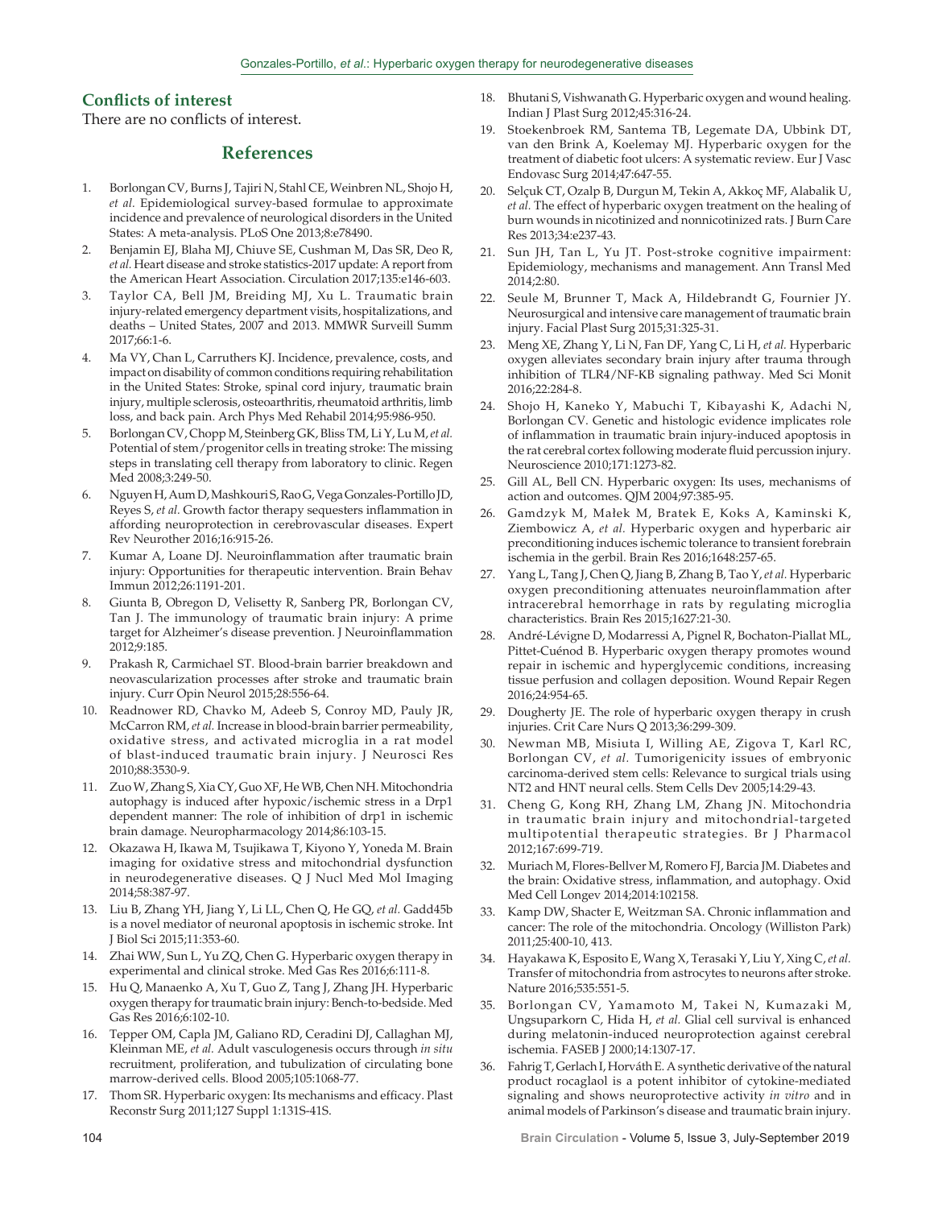## Conflicts of interest

There are no conflicts of interest.

## References

1. Borlongan CV, Burns J, Tajiri N, Stahl CE, Weinbren NL, Shojo H, *et al.* Epidemiological survey-based formulae to approximate incidence and prevalence of neurological disorders in the United States: A meta-analysis. PLoS One 2013;8:e78490.
2. Benjamin EJ, Blaha MJ, Chiuve SE, Cushman M, Das SR, Deo R, *et al.* Heart disease and stroke statistics-2017 update: A report from the American Heart Association. Circulation 2017;135:e146-603.
3. Taylor CA, Bell JM, Breiding MJ, Xu L. Traumatic brain injury-related emergency department visits, hospitalizations, and deaths – United States, 2007 and 2013. MMWR Surveill Summ 2017;66:1-6.
4. Ma VY, Chan L, Carruthers KJ. Incidence, prevalence, costs, and impact on disability of common conditions requiring rehabilitation in the United States: Stroke, spinal cord injury, traumatic brain injury, multiple sclerosis, osteoarthritis, rheumatoid arthritis, limb loss, and back pain. Arch Phys Med Rehabil 2014;95:986-950.
5. Borlongan CV, Chopp M, Steinberg GK, Bliss TM, Li Y, Lu M, *et al.* Potential of stem/progenitor cells in treating stroke: The missing steps in translating cell therapy from laboratory to clinic. Regen Med 2008;3:249-50.
6. Nguyen H, Aum D, Mashkouri S, Rao G, Vega Gonzales-Portillo JD, Reyes S, *et al.* Growth factor therapy sequesters inflammation in affording neuroprotection in cerebrovascular diseases. Expert Rev Neurother 2016;16:915-26.
7. Kumar A, Loane DJ. Neuroinflammation after traumatic brain injury: Opportunities for therapeutic intervention. Brain Behav Immun 2012;26:1191-201.
8. Giunta B, Obregon D, Velisetty R, Sanberg PR, Borlongan CV, Tan J. The immunology of traumatic brain injury: A prime target for Alzheimer's disease prevention. J Neuroinflammation 2012;9:185.
9. Prakash R, Carmichael ST. Blood-brain barrier breakdown and neovascularization processes after stroke and traumatic brain injury. Curr Opin Neurol 2015;28:556-64.
10. Readnower RD, Chavko M, Adeeb S, Conroy MD, Pauly JR, McCarron RM, *et al.* Increase in blood-brain barrier permeability, oxidative stress, and activated microglia in a rat model of blast-induced traumatic brain injury. J Neurosci Res 2010;88:3530-9.
11. Zuo W, Zhang S, Xia CY, Guo XF, He WB, Chen NH. Mitochondria autophagy is induced after hypoxic/ischemic stress in a Drp1 dependent manner: The role of inhibition of drp1 in ischemic brain damage. Neuropharmacology 2014;86:103-15.
12. Okazawa H, Ikawa M, Tsujikawa T, Kiyono Y, Yoneda M. Brain imaging for oxidative stress and mitochondrial dysfunction in neurodegenerative diseases. Q J Nucl Med Mol Imaging 2014;58:387-97.
13. Liu B, Zhang YH, Jiang Y, Li LL, Chen Q, He GQ, *et al.* Gadd45b is a novel mediator of neuronal apoptosis in ischemic stroke. Int J Biol Sci 2015;11:353-60.
14. Zhai WW, Sun L, Yu ZQ, Chen G. Hyperbaric oxygen therapy in experimental and clinical stroke. Med Gas Res 2016;6:111-8.
15. Hu Q, Manaenko A, Xu T, Guo Z, Tang J, Zhang JH. Hyperbaric oxygen therapy for traumatic brain injury: Bench-to-bedside. Med Gas Res 2016;6:102-10.
16. Tepper OM, Capla JM, Galiano RD, Ceradini DJ, Callaghan MJ, Kleinman ME, *et al.* Adult vasculogenesis occurs through *in situ* recruitment, proliferation, and tubulization of circulating bone marrow-derived cells. Blood 2005;105:1068-77.
17. Thom SR. Hyperbaric oxygen: Its mechanisms and efficacy. Plast Reconstr Surg 2011;127 Suppl 1:131S-41S.
18. Bhutani S, Vishwanath G. Hyperbaric oxygen and wound healing. Indian J Plast Surg 2012;45:316-24.
19. Stoekenbroek RM, Santema TB, Legemate DA, Ubbink DT, van den Brink A, Koelemay MJ. Hyperbaric oxygen for the treatment of diabetic foot ulcers: A systematic review. Eur J Vasc Endovasc Surg 2014;47:647-55.
20. Selçuk CT, Ozalp B, Durgun M, Tekin A, Akkoç MF, Alabalik U, *et al.* The effect of hyperbaric oxygen treatment on the healing of burn wounds in nicotinized and nonnicotinized rats. J Burn Care Res 2013;34:e237-43.
21. Sun JH, Tan L, Yu JT. Post-stroke cognitive impairment: Epidemiology, mechanisms and management. Ann Transl Med 2014;2:80.
22. Seule M, Brunner T, Mack A, Hildebrandt G, Fournier JY. Neurosurgical and intensive care management of traumatic brain injury. Facial Plast Surg 2015;31:325-31.
23. Meng XE, Zhang Y, Li N, Fan DF, Yang C, Li H, *et al.* Hyperbaric oxygen alleviates secondary brain injury after trauma through inhibition of TLR4/NF-KB signaling pathway. Med Sci Monit 2016;22:284-8.
24. Shojo H, Kaneko Y, Mabuchi T, Kibayashi K, Adachi N, Borlongan CV. Genetic and histologic evidence implicates role of inflammation in traumatic brain injury-induced apoptosis in the rat cerebral cortex following moderate fluid percussion injury. Neuroscience 2010;171:1273-82.
25. Gill AL, Bell CN. Hyperbaric oxygen: Its uses, mechanisms of action and outcomes. QJM 2004;97:385-95.
26. Gamdzyk M, Małek M, Bratek E, Koks A, Kaminski K, Ziembowicz A, *et al.* Hyperbaric oxygen and hyperbaric air preconditioning induces ischemic tolerance to transient forebrain ischemia in the gerbil. Brain Res 2016;1648:257-65.
27. Yang L, Tang J, Chen Q, Jiang B, Zhang B, Tao Y, *et al.* Hyperbaric oxygen preconditioning attenuates neuroinflammation after intracerebral hemorrhage in rats by regulating microglia characteristics. Brain Res 2015;1627:21-30.
28. André-Lévigne D, Modarressi A, Pignel R, Bochaton-Piallat ML, Pittet-Cuénod B. Hyperbaric oxygen therapy promotes wound repair in ischemic and hyperglycemic conditions, increasing tissue perfusion and collagen deposition. Wound Repair Regen 2016;24:954-65.
29. Dougherty JE. The role of hyperbaric oxygen therapy in crush injuries. Crit Care Nurs Q 2013;36:299-309.
30. Newman MB, Misiuta I, Willing AE, Zigova T, Karl RC, Borlongan CV, *et al.* Tumorigenicity issues of embryonic carcinoma-derived stem cells: Relevance to surgical trials using NT2 and HNT neural cells. Stem Cells Dev 2005;14:29-43.
31. Cheng G, Kong RH, Zhang LM, Zhang JN. Mitochondria in traumatic brain injury and mitochondrial-targeted multipotential therapeutic strategies. Br J Pharmacol 2012;167:699-719.
32. Muriach M, Flores-Bellver M, Romero FJ, Barcia JM. Diabetes and the brain: Oxidative stress, inflammation, and autophagy. Oxid Med Cell Longev 2014;2014:102158.
33. Kamp DW, Shacter E, Weitzman SA. Chronic inflammation and cancer: The role of the mitochondria. Oncology (Williston Park) 2011;25:400-10, 413.
34. Hayakawa K, Esposito E, Wang X, Terasaki Y, Liu Y, Xing C, *et al.* Transfer of mitochondria from astrocytes to neurons after stroke. Nature 2016;535:551-5.
35. Borlongan CV, Yamamoto M, Takei N, Kumazaki M, Ungsuparkorn C, Hida H, *et al.* Glial cell survival is enhanced during melatonin-induced neuroprotection against cerebral ischemia. FASEB J 2000;14:1307-17.
36. Fahrig T, Gerlach I, Horváth E. A synthetic derivative of the natural product rocaglaol is a potent inhibitor of cytokine-mediated signaling and shows neuroprotective activity *in vitro* and in animal models of Parkinson's disease and traumatic brain injury.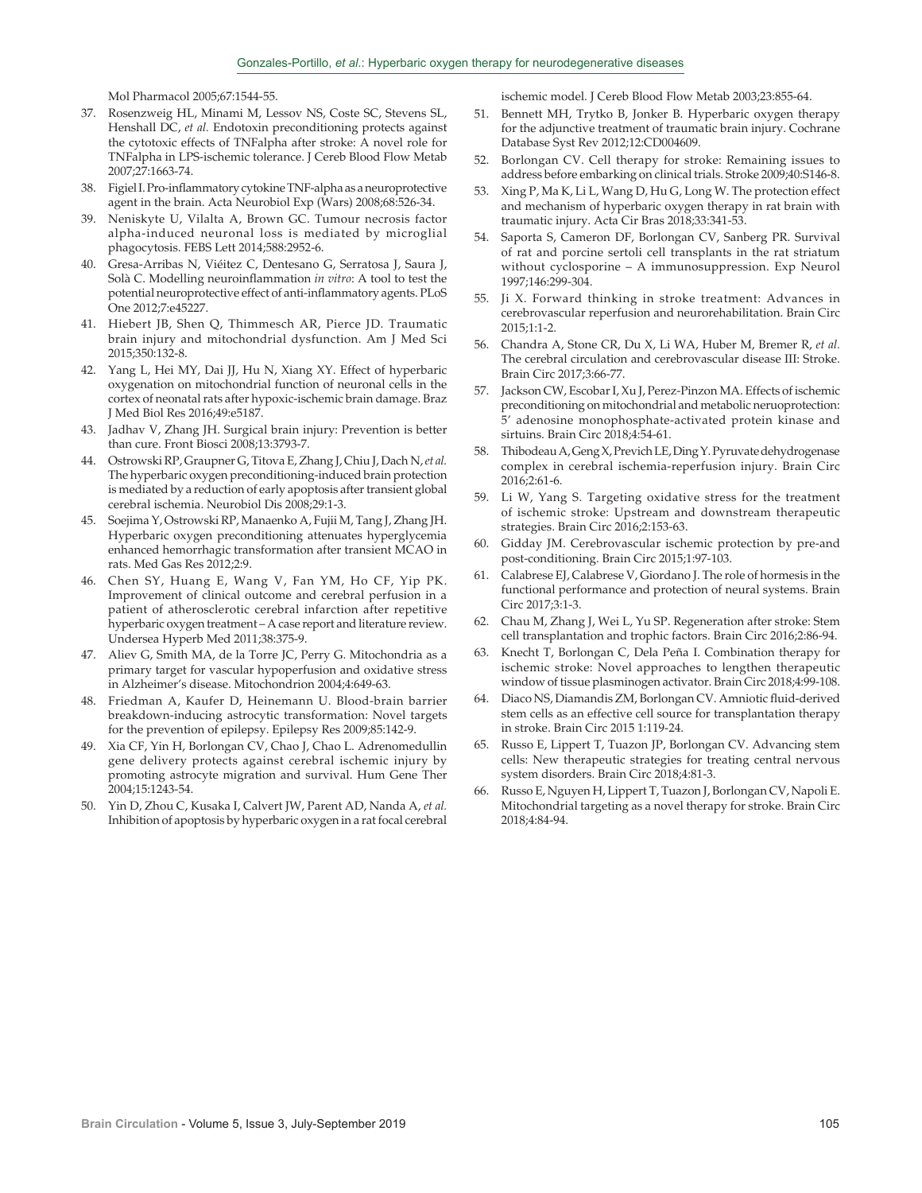Mol Pharmacol 2005;67:1544-55.

37. Rosenzweig HL, Minami M, Lessov NS, Coste SC, Stevens SL, Henshall DC, *et al.* Endotoxin preconditioning protects against the cytotoxic effects of TNFalpha after stroke: A novel role for TNFalpha in LPS-ischemic tolerance. J Cereb Blood Flow Metab 2007;27:1663-74.
38. Figiel I. Pro-inflammatory cytokine TNF-alpha as a neuroprotective agent in the brain. Acta Neurobiol Exp (Wars) 2008;68:526-34.
39. Neniskyte U, Vilalta A, Brown GC. Tumour necrosis factor alpha-induced neuronal loss is mediated by microglial phagocytosis. FEBS Lett 2014;588:2952-6.
40. Gresa-Arribas N, Viéitez C, Dentesano G, Serratosa J, Saura J, Solà C. Modelling neuroinflammation *in vitro*: A tool to test the potential neuroprotective effect of anti-inflammatory agents. PLoS One 2012;7:e45227.
41. Hiebert JB, Shen Q, Thimmesch AR, Pierce JD. Traumatic brain injury and mitochondrial dysfunction. Am J Med Sci 2015;350:132-8.
42. Yang L, Hei MY, Dai JJ, Hu N, Xiang XY. Effect of hyperbaric oxygenation on mitochondrial function of neuronal cells in the cortex of neonatal rats after hypoxic-ischemic brain damage. Braz J Med Biol Res 2016;49:e5187.
43. Jadhav V, Zhang JH. Surgical brain injury: Prevention is better than cure. Front Biosci 2008;13:3793-7.
44. Ostrowski RP, Graupner G, Titova E, Zhang J, Chiu J, Dach N, *et al.* The hyperbaric oxygen preconditioning-induced brain protection is mediated by a reduction of early apoptosis after transient global cerebral ischemia. Neurobiol Dis 2008;29:1-3.
45. Soejima Y, Ostrowski RP, Manaenko A, Fujii M, Tang J, Zhang JH. Hyperbaric oxygen preconditioning attenuates hyperglycemia enhanced hemorrhagic transformation after transient MCAO in rats. Med Gas Res 2012;2:9.
46. Chen SY, Huang E, Wang V, Fan YM, Ho CF, Yip PK. Improvement of clinical outcome and cerebral perfusion in a patient of atherosclerotic cerebral infarction after repetitive hyperbaric oxygen treatment – A case report and literature review. Undersea Hyperb Med 2011;38:375-9.
47. Aliev G, Smith MA, de la Torre JC, Perry G. Mitochondria as a primary target for vascular hypoperfusion and oxidative stress in Alzheimer's disease. Mitochondrion 2004;4:649-63.
48. Friedman A, Kaufer D, Heinemann U. Blood-brain barrier breakdown-inducing astrocytic transformation: Novel targets for the prevention of epilepsy. Epilepsy Res 2009;85:142-9.
49. Xia CF, Yin H, Borlongan CV, Chao J, Chao L. Adrenomedullin gene delivery protects against cerebral ischemic injury by promoting astrocyte migration and survival. Hum Gene Ther 2004;15:1243-54.
50. Yin D, Zhou C, Kusaka I, Calvert JW, Parent AD, Nanda A, *et al.* Inhibition of apoptosis by hyperbaric oxygen in a rat focal cerebral ischemic model. J Cereb Blood Flow Metab 2003;23:855-64.
51. Bennett MH, Trytko B, Jonker B. Hyperbaric oxygen therapy for the adjunctive treatment of traumatic brain injury. Cochrane Database Syst Rev 2012;12:CD004609.
52. Borlongan CV. Cell therapy for stroke: Remaining issues to address before embarking on clinical trials. Stroke 2009;40:S146-8.
53. Xing P, Ma K, Li L, Wang D, Hu G, Long W. The protection effect and mechanism of hyperbaric oxygen therapy in rat brain with traumatic injury. Acta Cir Bras 2018;33:341-53.
54. Saporta S, Cameron DF, Borlongan CV, Sanberg PR. Survival of rat and porcine sertoli cell transplants in the rat striatum without cyclosporine – A immunosuppression. Exp Neurol 1997;146:299-304.
55. Ji X. Forward thinking in stroke treatment: Advances in cerebrovascular reperfusion and neurorehabilitation. Brain Circ 2015;1:1-2.
56. Chandra A, Stone CR, Du X, Li WA, Huber M, Bremer R, *et al.* The cerebral circulation and cerebrovascular disease III: Stroke. Brain Circ 2017;3:66-77.
57. Jackson CW, Escobar I, Xu J, Perez-Pinzon MA. Effects of ischemic preconditioning on mitochondrial and metabolic neruoprotection: 5′ adenosine monophosphate-activated protein kinase and sirtuins. Brain Circ 2018;4:54-61.
58. Thibodeau A, Geng X, Previch LE, Ding Y. Pyruvate dehydrogenase complex in cerebral ischemia-reperfusion injury. Brain Circ 2016;2:61-6.
59. Li W, Yang S. Targeting oxidative stress for the treatment of ischemic stroke: Upstream and downstream therapeutic strategies. Brain Circ 2016;2:153-63.
60. Gidday JM. Cerebrovascular ischemic protection by pre-and post-conditioning. Brain Circ 2015;1:97-103.
61. Calabrese EJ, Calabrese V, Giordano J. The role of hormesis in the functional performance and protection of neural systems. Brain Circ 2017;3:1-3.
62. Chau M, Zhang J, Wei L, Yu SP. Regeneration after stroke: Stem cell transplantation and trophic factors. Brain Circ 2016;2:86-94.
63. Knecht T, Borlongan C, Dela Peña I. Combination therapy for ischemic stroke: Novel approaches to lengthen therapeutic window of tissue plasminogen activator. Brain Circ 2018;4:99-108.
64. Diaco NS, Diamandis ZM, Borlongan CV. Amniotic fluid-derived stem cells as an effective cell source for transplantation therapy in stroke. Brain Circ 2015 1:119-24.
65. Russo E, Lippert T, Tuazon JP, Borlongan CV. Advancing stem cells: New therapeutic strategies for treating central nervous system disorders. Brain Circ 2018;4:81-3.
66. Russo E, Nguyen H, Lippert T, Tuazon J, Borlongan CV, Napoli E. Mitochondrial targeting as a novel therapy for stroke. Brain Circ 2018;4:84-94.